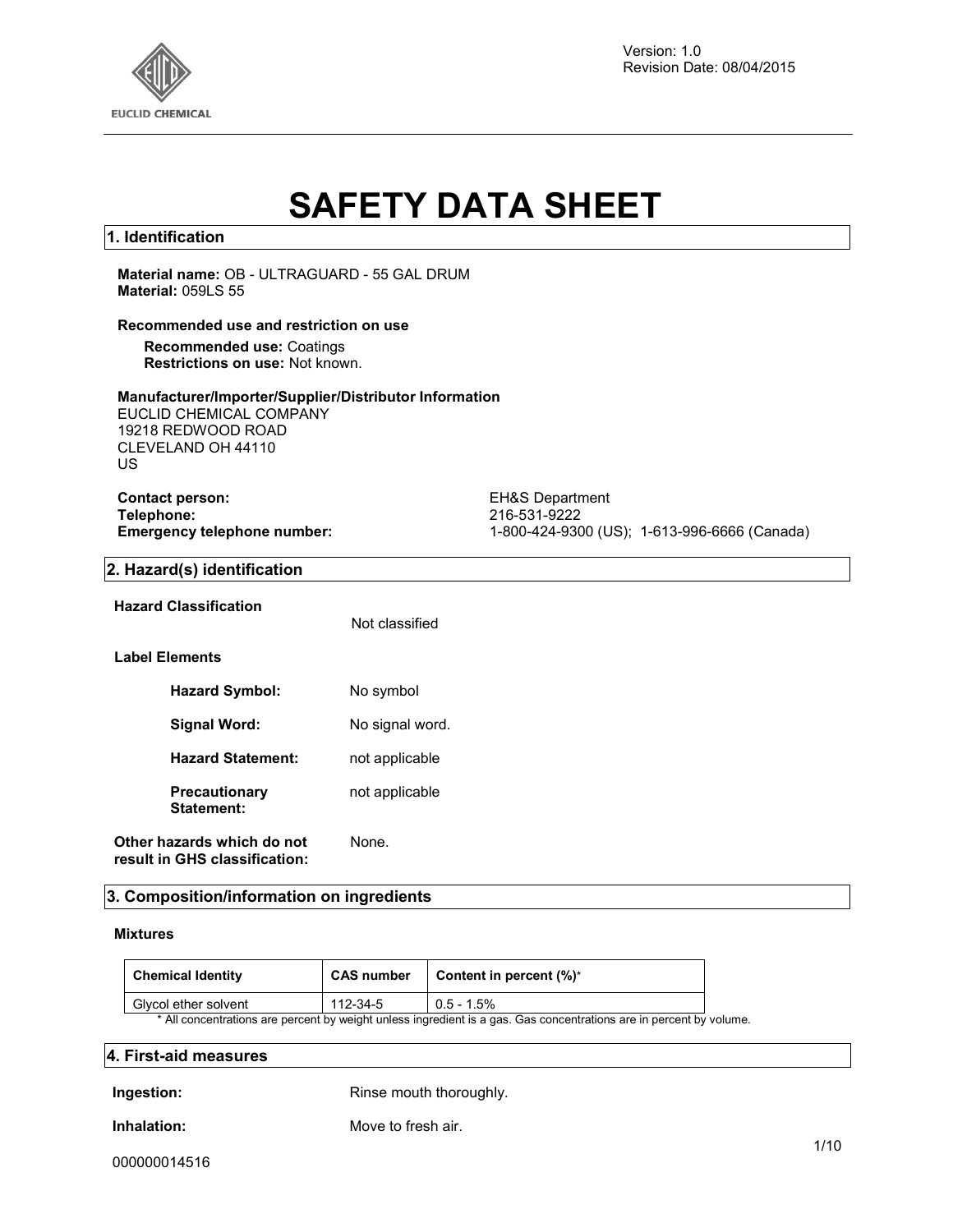Version: 1.0
Revision Date: 08/04/2015

# SAFETY DATA SHEET

## 1. Identification

**Material name:** OB - ULTRAGUARD - 55 GAL DRUM
**Material:** 059LS 55

**Recommended use and restriction on use**

**Recommended use:** Coatings
**Restrictions on use:** Not known.

**Manufacturer/Importer/Supplier/Distributor Information**
EUCLID CHEMICAL COMPANY
19218 REDWOOD ROAD
CLEVELAND OH 44110
US

**Contact person:** EH&S Department
**Telephone:** 216-531-9222
**Emergency telephone number:** 1-800-424-9300 (US); 1-613-996-6666 (Canada)

## 2. Hazard(s) identification

**Hazard Classification** Not classified

**Label Elements**

**Hazard Symbol:** No symbol

**Signal Word:** No signal word.

**Hazard Statement:** not applicable

**Precautionary Statement:** not applicable

**Other hazards which do not result in GHS classification:** None.

## 3. Composition/information on ingredients

**Mixtures**

| Chemical Identity | CAS number | Content in percent (%)* |
|---|---|---|
| Glycol ether solvent | 112-34-5 | 0.5 - 1.5% |

* All concentrations are percent by weight unless ingredient is a gas. Gas concentrations are in percent by volume.

## 4. First-aid measures

**Ingestion:** Rinse mouth thoroughly.

**Inhalation:** Move to fresh air.

000000014516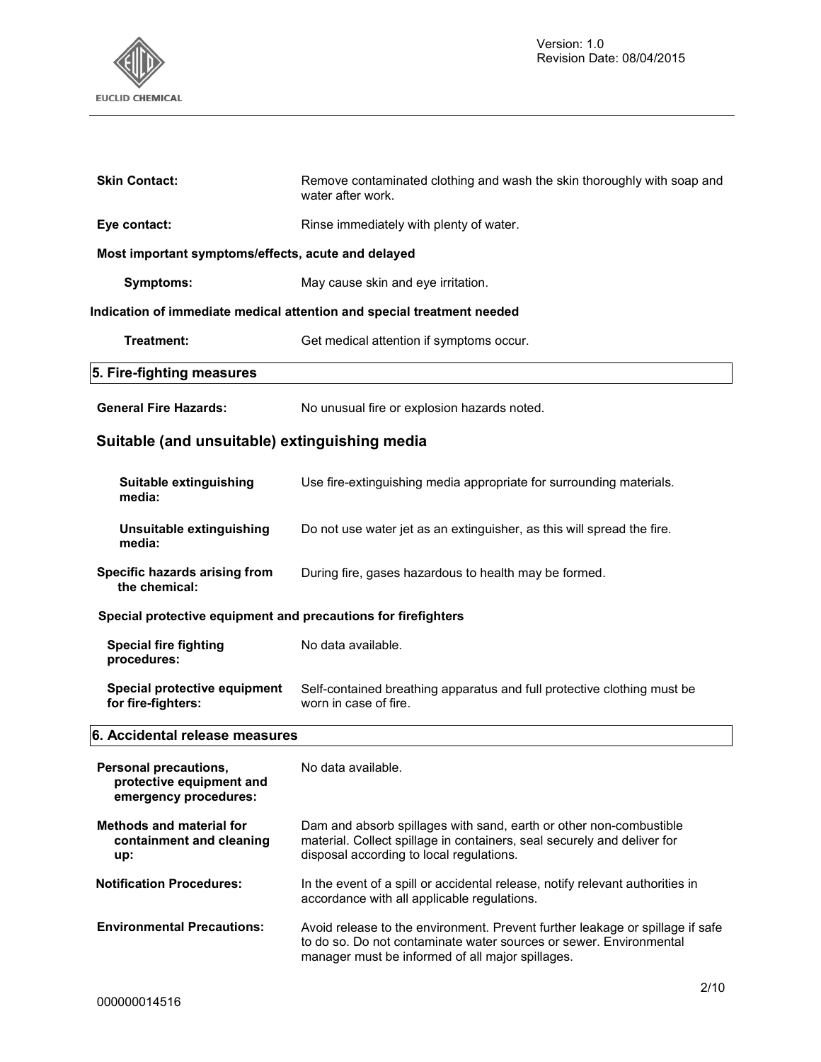**Skin Contact:** Remove contaminated clothing and wash the skin thoroughly with soap and water after work.

**Eye contact:** Rinse immediately with plenty of water.

**Most important symptoms/effects, acute and delayed**

**Symptoms:** May cause skin and eye irritation.

**Indication of immediate medical attention and special treatment needed**

**Treatment:** Get medical attention if symptoms occur.

## 5. Fire-fighting measures

**General Fire Hazards:** No unusual fire or explosion hazards noted.

### Suitable (and unsuitable) extinguishing media

**Suitable extinguishing media:** Use fire-extinguishing media appropriate for surrounding materials.

**Unsuitable extinguishing media:** Do not use water jet as an extinguisher, as this will spread the fire.

**Specific hazards arising from the chemical:** During fire, gases hazardous to health may be formed.

**Special protective equipment and precautions for firefighters**

**Special fire fighting procedures:** No data available.

**Special protective equipment for fire-fighters:** Self-contained breathing apparatus and full protective clothing must be worn in case of fire.

## 6. Accidental release measures

**Personal precautions, protective equipment and emergency procedures:** No data available.

**Methods and material for containment and cleaning up:** Dam and absorb spillages with sand, earth or other non-combustible material. Collect spillage in containers, seal securely and deliver for disposal according to local regulations.

**Notification Procedures:** In the event of a spill or accidental release, notify relevant authorities in accordance with all applicable regulations.

**Environmental Precautions:** Avoid release to the environment. Prevent further leakage or spillage if safe to do so. Do not contaminate water sources or sewer. Environmental manager must be informed of all major spillages.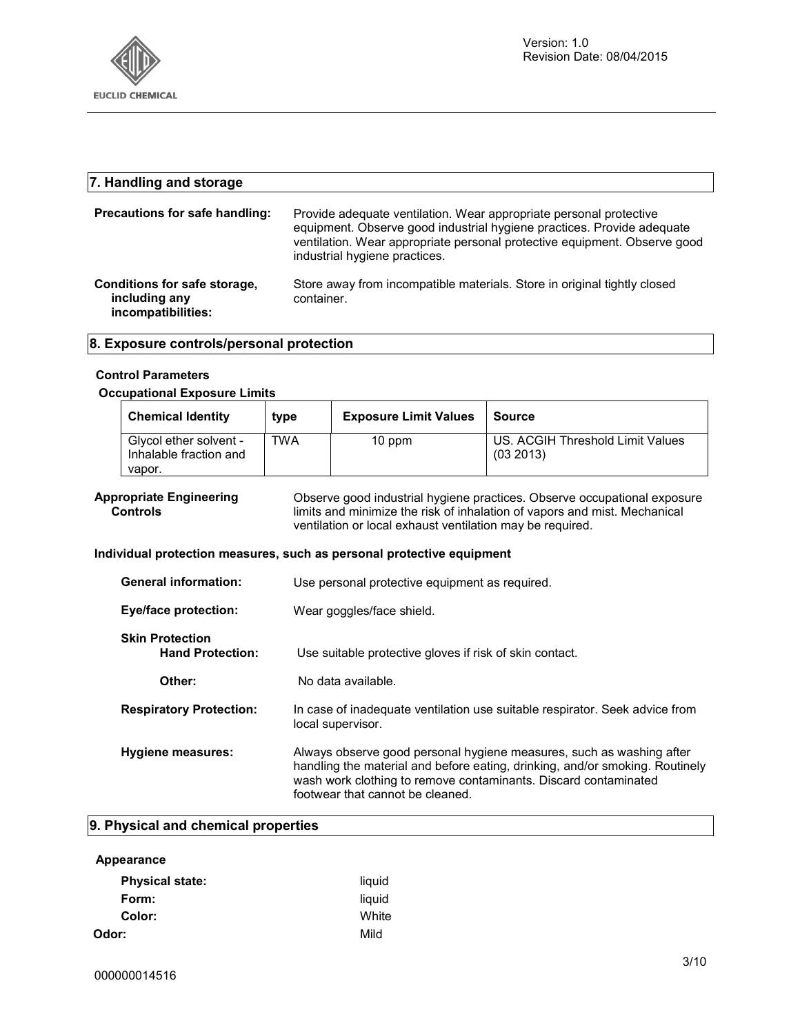## 7. Handling and storage

**Precautions for safe handling:** Provide adequate ventilation. Wear appropriate personal protective equipment. Observe good industrial hygiene practices. Provide adequate ventilation. Wear appropriate personal protective equipment. Observe good industrial hygiene practices.

**Conditions for safe storage, including any incompatibilities:** Store away from incompatible materials. Store in original tightly closed container.

## 8. Exposure controls/personal protection

### Control Parameters

#### Occupational Exposure Limits

| Chemical Identity | type | Exposure Limit Values | Source |
|---|---|---|---|
| Glycol ether solvent - Inhalable fraction and vapor. | TWA | 10 ppm | US. ACGIH Threshold Limit Values (03 2013) |

**Appropriate Engineering Controls** Observe good industrial hygiene practices. Observe occupational exposure limits and minimize the risk of inhalation of vapors and mist. Mechanical ventilation or local exhaust ventilation may be required.

**Individual protection measures, such as personal protective equipment**

**General information:** Use personal protective equipment as required.

**Eye/face protection:** Wear goggles/face shield.

**Skin Protection**

**Hand Protection:** Use suitable protective gloves if risk of skin contact.

**Other:** No data available.

**Respiratory Protection:** In case of inadequate ventilation use suitable respirator. Seek advice from local supervisor.

**Hygiene measures:** Always observe good personal hygiene measures, such as washing after handling the material and before eating, drinking, and/or smoking. Routinely wash work clothing to remove contaminants. Discard contaminated footwear that cannot be cleaned.

## 9. Physical and chemical properties

**Appearance**

**Physical state:** liquid

**Form:** liquid

**Color:** White

**Odor:** Mild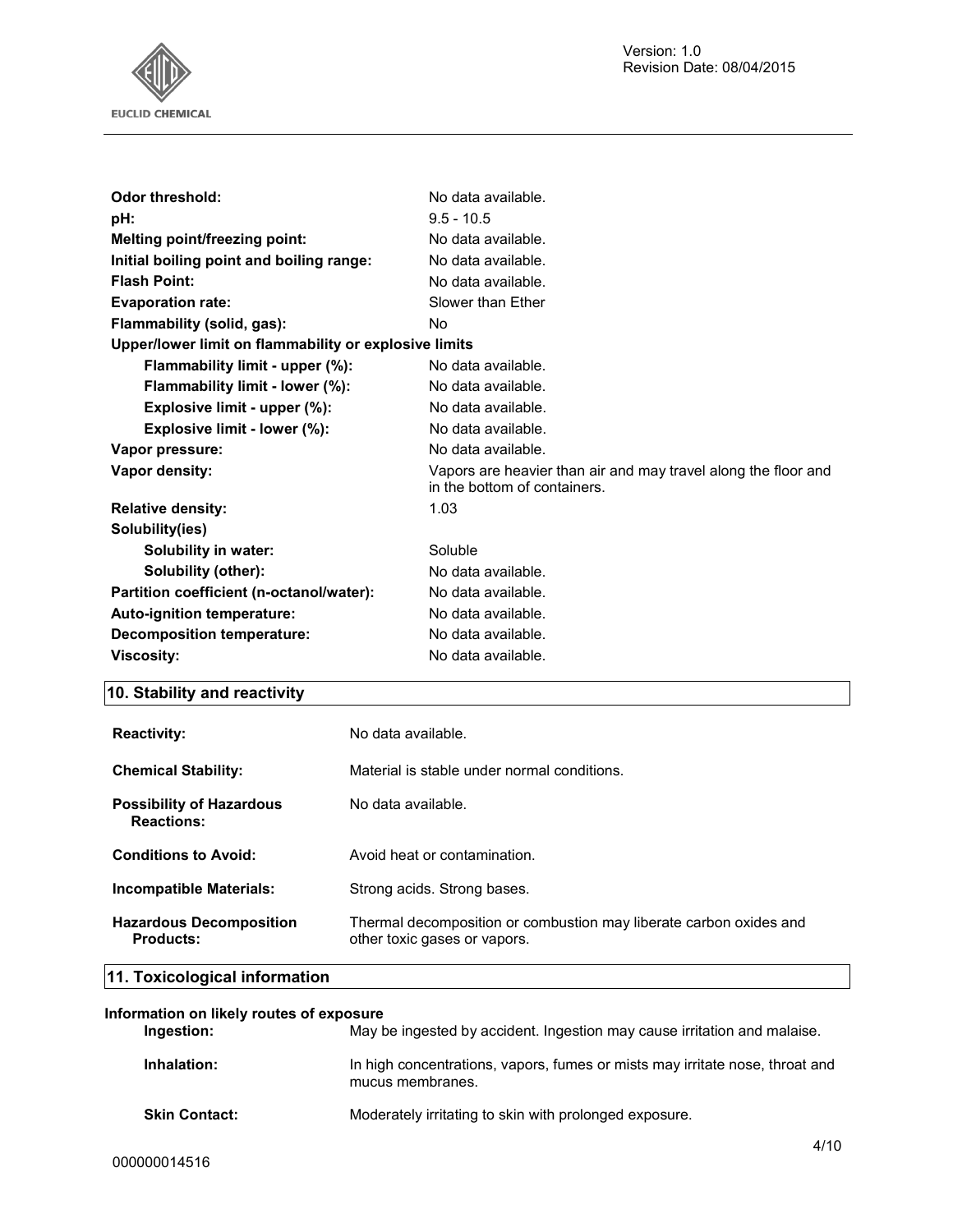| | |
|---|---|
| **Odor threshold:** | No data available. |
| **pH:** | 9.5 - 10.5 |
| **Melting point/freezing point:** | No data available. |
| **Initial boiling point and boiling range:** | No data available. |
| **Flash Point:** | No data available. |
| **Evaporation rate:** | Slower than Ether |
| **Flammability (solid, gas):** | No |
| **Upper/lower limit on flammability or explosive limits** | |
| **Flammability limit - upper (%):** | No data available. |
| **Flammability limit - lower (%):** | No data available. |
| **Explosive limit - upper (%):** | No data available. |
| **Explosive limit - lower (%):** | No data available. |
| **Vapor pressure:** | No data available. |
| **Vapor density:** | Vapors are heavier than air and may travel along the floor and in the bottom of containers. |
| **Relative density:** | 1.03 |
| **Solubility(ies)** | |
| **Solubility in water:** | Soluble |
| **Solubility (other):** | No data available. |
| **Partition coefficient (n-octanol/water):** | No data available. |
| **Auto-ignition temperature:** | No data available. |
| **Decomposition temperature:** | No data available. |
| **Viscosity:** | No data available. |

## 10. Stability and reactivity

| | |
|---|---|
| **Reactivity:** | No data available. |
| **Chemical Stability:** | Material is stable under normal conditions. |
| **Possibility of Hazardous Reactions:** | No data available. |
| **Conditions to Avoid:** | Avoid heat or contamination. |
| **Incompatible Materials:** | Strong acids. Strong bases. |
| **Hazardous Decomposition Products:** | Thermal decomposition or combustion may liberate carbon oxides and other toxic gases or vapors. |

## 11. Toxicological information

**Information on likely routes of exposure**

| | |
|---|---|
| **Ingestion:** | May be ingested by accident. Ingestion may cause irritation and malaise. |
| **Inhalation:** | In high concentrations, vapors, fumes or mists may irritate nose, throat and mucus membranes. |
| **Skin Contact:** | Moderately irritating to skin with prolonged exposure. |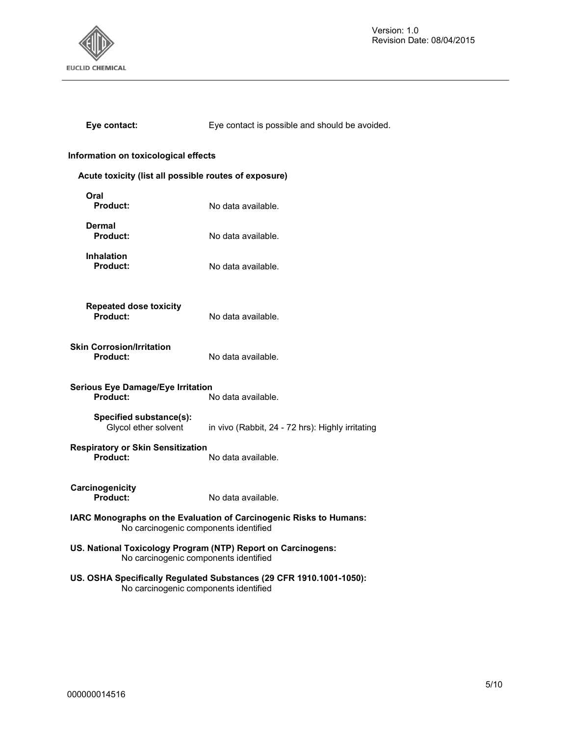**Eye contact:** Eye contact is possible and should be avoided.

## Information on toxicological effects

### Acute toxicity (list all possible routes of exposure)

**Oral**
**Product:** No data available.

**Dermal**
**Product:** No data available.

**Inhalation**
**Product:** No data available.

**Repeated dose toxicity**
**Product:** No data available.

**Skin Corrosion/Irritation**
**Product:** No data available.

**Serious Eye Damage/Eye Irritation**
**Product:** No data available.

**Specified substance(s):**
Glycol ether solvent — in vivo (Rabbit, 24 - 72 hrs): Highly irritating

**Respiratory or Skin Sensitization**
**Product:** No data available.

**Carcinogenicity**
**Product:** No data available.

**IARC Monographs on the Evaluation of Carcinogenic Risks to Humans:**
No carcinogenic components identified

**US. National Toxicology Program (NTP) Report on Carcinogens:**
No carcinogenic components identified

**US. OSHA Specifically Regulated Substances (29 CFR 1910.1001-1050):**
No carcinogenic components identified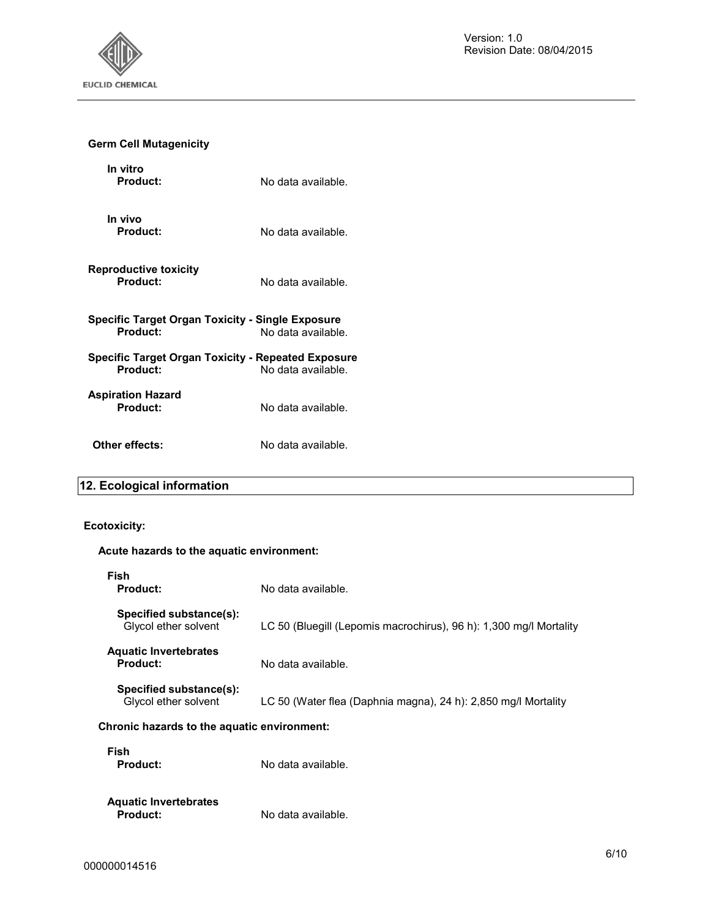**Germ Cell Mutagenicity**

**In vitro**

**Product:** No data available.

**In vivo**

**Product:** No data available.

**Reproductive toxicity**

**Product:** No data available.

**Specific Target Organ Toxicity - Single Exposure**

**Product:** No data available.

**Specific Target Organ Toxicity - Repeated Exposure**

**Product:** No data available.

**Aspiration Hazard**

**Product:** No data available.

**Other effects:** No data available.

## 12. Ecological information

**Ecotoxicity:**

**Acute hazards to the aquatic environment:**

**Fish**

**Product:** No data available.

**Specified substance(s):**
Glycol ether solvent: LC 50 (Bluegill (Lepomis macrochirus), 96 h): 1,300 mg/l Mortality

**Aquatic Invertebrates**

**Product:** No data available.

**Specified substance(s):**
Glycol ether solvent: LC 50 (Water flea (Daphnia magna), 24 h): 2,850 mg/l Mortality

**Chronic hazards to the aquatic environment:**

**Fish**

**Product:** No data available.

**Aquatic Invertebrates**

**Product:** No data available.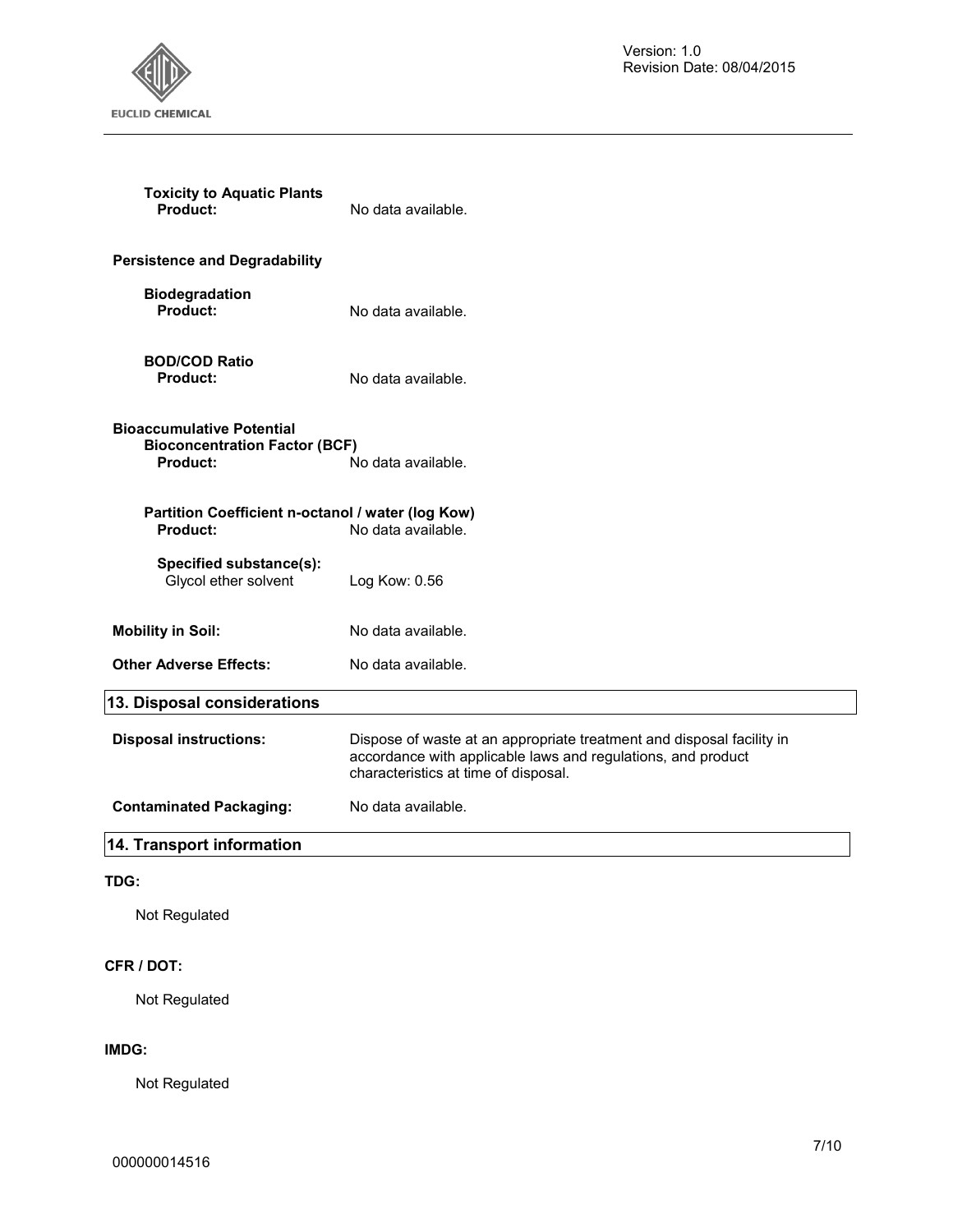**Toxicity to Aquatic Plants**

**Product:** No data available.

**Persistence and Degradability**

**Biodegradation**

**Product:** No data available.

**BOD/COD Ratio**

**Product:** No data available.

**Bioaccumulative Potential**

**Bioconcentration Factor (BCF)**

**Product:** No data available.

**Partition Coefficient n-octanol / water (log Kow)**

**Product:** No data available.

**Specified substance(s):**

Glycol ether solvent — Log Kow: 0.56

**Mobility in Soil:** No data available.

**Other Adverse Effects:** No data available.

## 13. Disposal considerations

**Disposal instructions:** Dispose of waste at an appropriate treatment and disposal facility in accordance with applicable laws and regulations, and product characteristics at time of disposal.

**Contaminated Packaging:** No data available.

## 14. Transport information

**TDG:**

Not Regulated

**CFR / DOT:**

Not Regulated

**IMDG:**

Not Regulated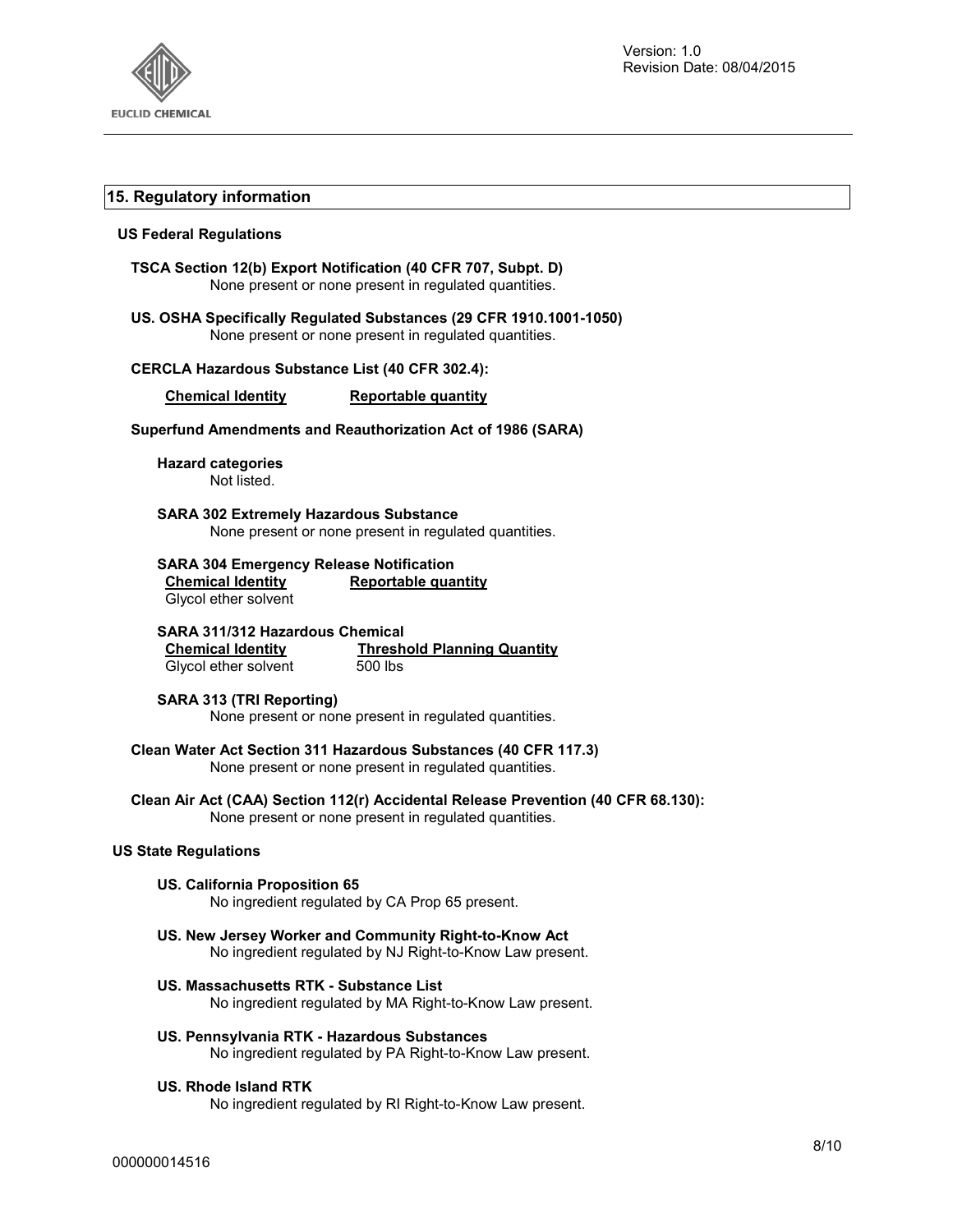## 15. Regulatory information

### US Federal Regulations

**TSCA Section 12(b) Export Notification (40 CFR 707, Subpt. D)**
None present or none present in regulated quantities.

**US. OSHA Specifically Regulated Substances (29 CFR 1910.1001-1050)**
None present or none present in regulated quantities.

**CERCLA Hazardous Substance List (40 CFR 302.4):**

| Chemical Identity | Reportable quantity |
| --- | --- |

**Superfund Amendments and Reauthorization Act of 1986 (SARA)**

**Hazard categories**
Not listed.

**SARA 302 Extremely Hazardous Substance**
None present or none present in regulated quantities.

**SARA 304 Emergency Release Notification**

| Chemical Identity | Reportable quantity |
| --- | --- |
| Glycol ether solvent | |

**SARA 311/312 Hazardous Chemical**

| Chemical Identity | Threshold Planning Quantity |
| --- | --- |
| Glycol ether solvent | 500 lbs |

**SARA 313 (TRI Reporting)**
None present or none present in regulated quantities.

**Clean Water Act Section 311 Hazardous Substances (40 CFR 117.3)**
None present or none present in regulated quantities.

**Clean Air Act (CAA) Section 112(r) Accidental Release Prevention (40 CFR 68.130):**
None present or none present in regulated quantities.

### US State Regulations

**US. California Proposition 65**
No ingredient regulated by CA Prop 65 present.

**US. New Jersey Worker and Community Right-to-Know Act**
No ingredient regulated by NJ Right-to-Know Law present.

**US. Massachusetts RTK - Substance List**
No ingredient regulated by MA Right-to-Know Law present.

**US. Pennsylvania RTK - Hazardous Substances**
No ingredient regulated by PA Right-to-Know Law present.

**US. Rhode Island RTK**
No ingredient regulated by RI Right-to-Know Law present.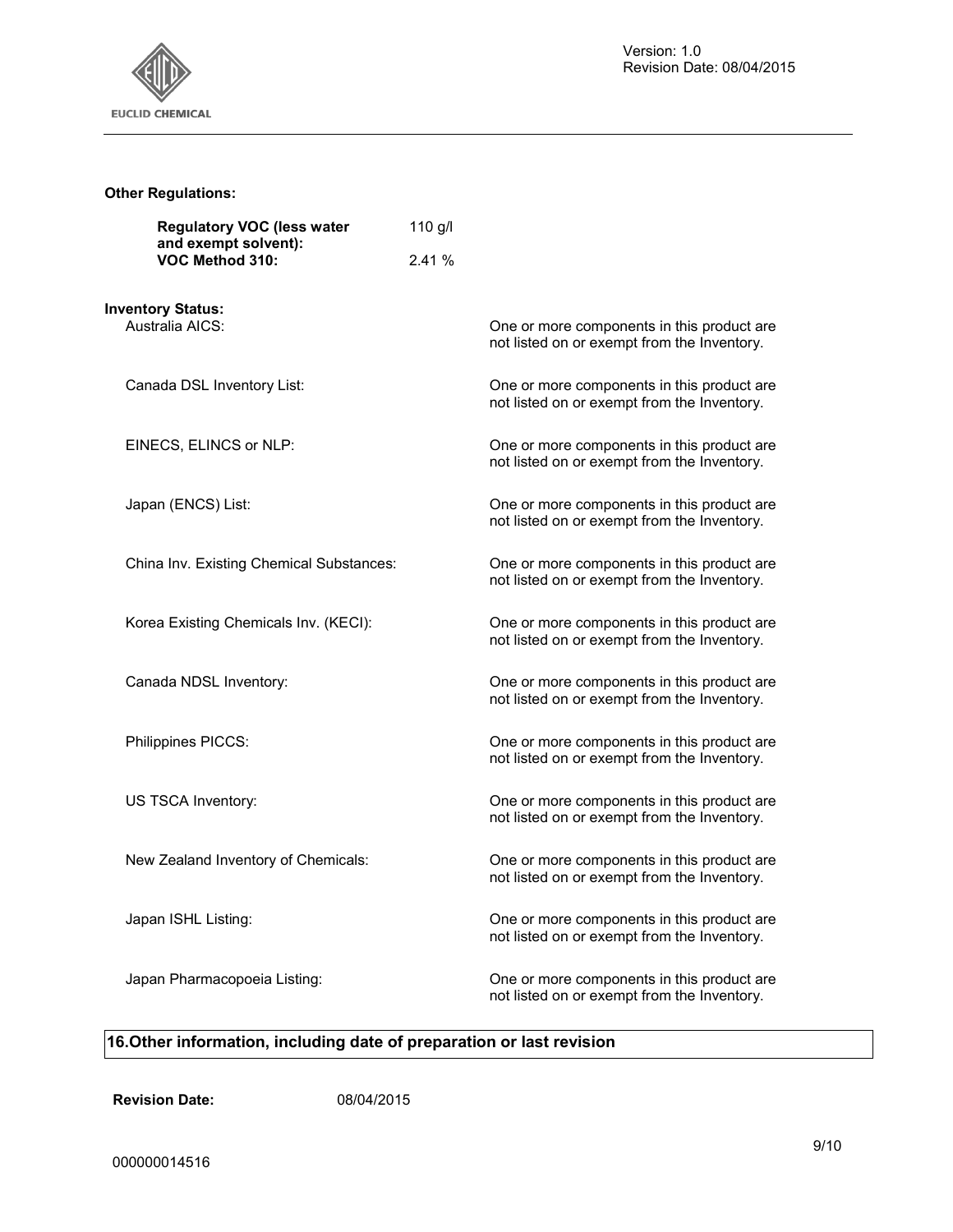**Other Regulations:**

| | |
|---|---|
| **Regulatory VOC (less water and exempt solvent):** | 110 g/l |
| **VOC Method 310:** | 2.41 % |

**Inventory Status:**

| | |
|---|---|
| Australia AICS: | One or more components in this product are not listed on or exempt from the Inventory. |
| Canada DSL Inventory List: | One or more components in this product are not listed on or exempt from the Inventory. |
| EINECS, ELINCS or NLP: | One or more components in this product are not listed on or exempt from the Inventory. |
| Japan (ENCS) List: | One or more components in this product are not listed on or exempt from the Inventory. |
| China Inv. Existing Chemical Substances: | One or more components in this product are not listed on or exempt from the Inventory. |
| Korea Existing Chemicals Inv. (KECI): | One or more components in this product are not listed on or exempt from the Inventory. |
| Canada NDSL Inventory: | One or more components in this product are not listed on or exempt from the Inventory. |
| Philippines PICCS: | One or more components in this product are not listed on or exempt from the Inventory. |
| US TSCA Inventory: | One or more components in this product are not listed on or exempt from the Inventory. |
| New Zealand Inventory of Chemicals: | One or more components in this product are not listed on or exempt from the Inventory. |
| Japan ISHL Listing: | One or more components in this product are not listed on or exempt from the Inventory. |
| Japan Pharmacopoeia Listing: | One or more components in this product are not listed on or exempt from the Inventory. |

## 16.Other information, including date of preparation or last revision

**Revision Date:** 08/04/2015

000000014516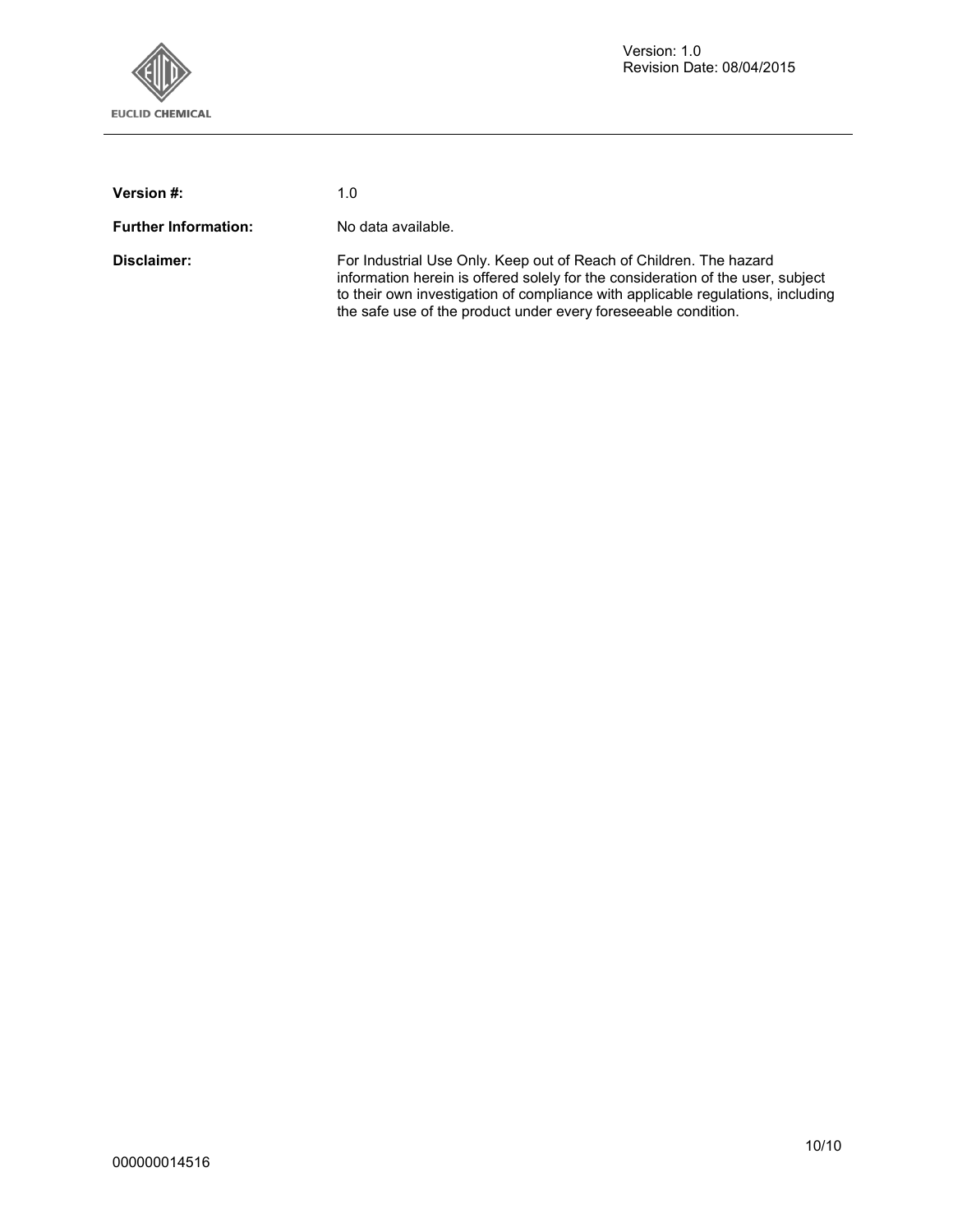**Version #:** 1.0

**Further Information:** No data available.

**Disclaimer:** For Industrial Use Only. Keep out of Reach of Children. The hazard information herein is offered solely for the consideration of the user, subject to their own investigation of compliance with applicable regulations, including the safe use of the product under every foreseeable condition.